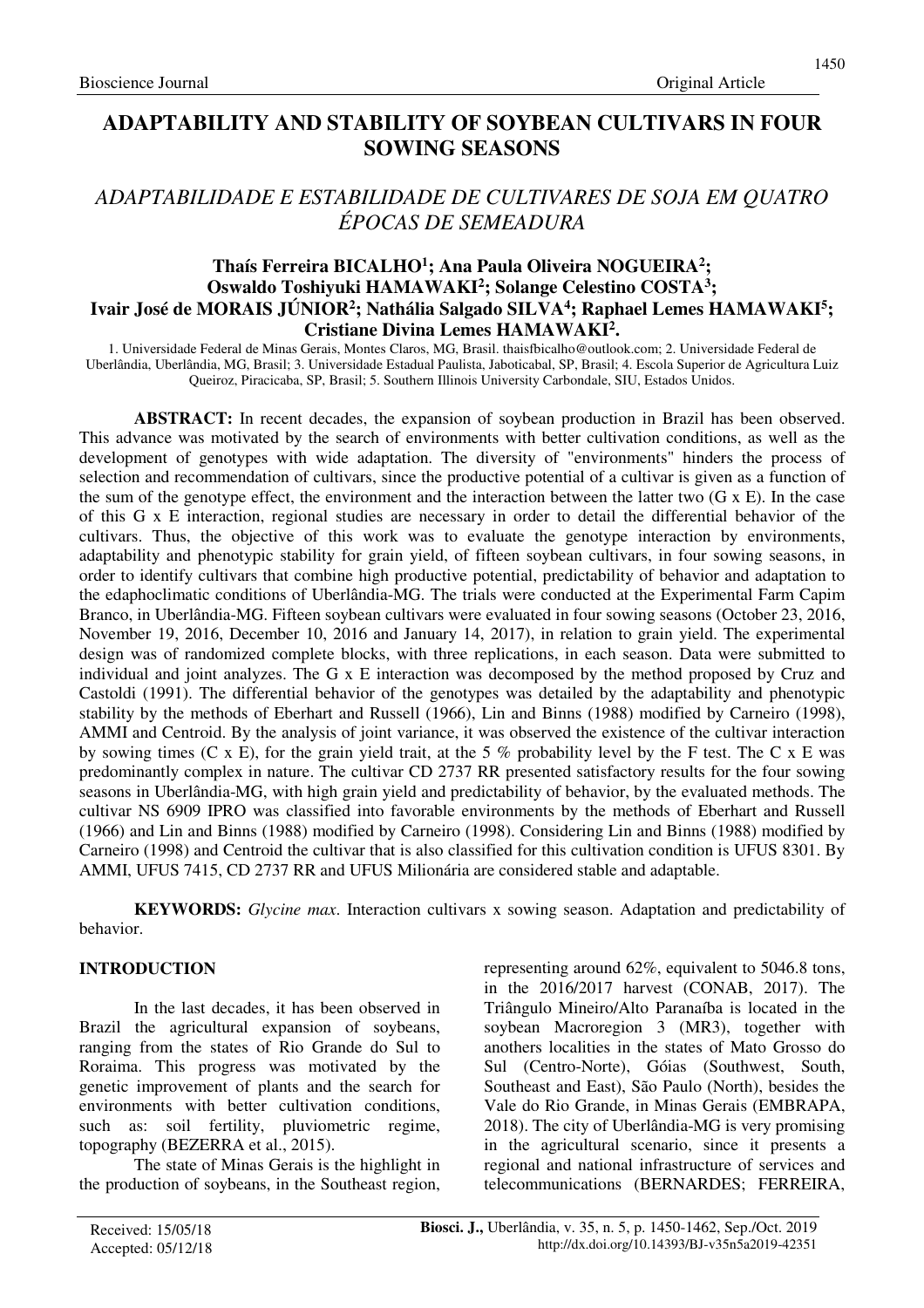# ADAPTABILITY AND STABILITY OF SOYBEAN CULTIVARS IN FOUR SOWING SEASONS

## *ADAPTABILIDADE E ESTABILIDADE DE CULTIVARES DE SOJA EM QUATRO ÉPOCAS DE SEMEADURA*

**Thaís Ferreira BICALHO[1]; Ana Paula Oliveira NOGUEIRA[2]; Oswaldo Toshiyuki HAMAWAKI[2]; Solange Celestino COSTA[3]; Ivair José de MORAIS JÚNIOR[2]; Nathália Salgado SILVA[4]; Raphael Lemes HAMAWAKI[5]; Cristiane Divina Lemes HAMAWAKI[2].**

1. Universidade Federal de Minas Gerais, Montes Claros, MG, Brasil. thaisfbicalho@outlook.com; 2. Universidade Federal de Uberlândia, Uberlândia, MG, Brasil; 3. Universidade Estadual Paulista, Jaboticabal, SP, Brasil; 4. Escola Superior de Agricultura Luiz Queiroz, Piracicaba, SP, Brasil; 5. Southern Illinois University Carbondale, SIU, Estados Unidos.

**ABSTRACT:** In recent decades, the expansion of soybean production in Brazil has been observed. This advance was motivated by the search of environments with better cultivation conditions, as well as the development of genotypes with wide adaptation. The diversity of "environments" hinders the process of selection and recommendation of cultivars, since the productive potential of a cultivar is given as a function of the sum of the genotype effect, the environment and the interaction between the latter two (G x E). In the case of this G x E interaction, regional studies are necessary in order to detail the differential behavior of the cultivars. Thus, the objective of this work was to evaluate the genotype interaction by environments, adaptability and phenotypic stability for grain yield, of fifteen soybean cultivars, in four sowing seasons, in order to identify cultivars that combine high productive potential, predictability of behavior and adaptation to the edaphoclimatic conditions of Uberlândia-MG. The trials were conducted at the Experimental Farm Capim Branco, in Uberlândia-MG. Fifteen soybean cultivars were evaluated in four sowing seasons (October 23, 2016, November 19, 2016, December 10, 2016 and January 14, 2017), in relation to grain yield. The experimental design was of randomized complete blocks, with three replications, in each season. Data were submitted to individual and joint analyzes. The G x E interaction was decomposed by the method proposed by Cruz and Castoldi (1991). The differential behavior of the genotypes was detailed by the adaptability and phenotypic stability by the methods of Eberhart and Russell (1966), Lin and Binns (1988) modified by Carneiro (1998), AMMI and Centroid. By the analysis of joint variance, it was observed the existence of the cultivar interaction by sowing times (C x E), for the grain yield trait, at the 5 % probability level by the F test. The C x E was predominantly complex in nature. The cultivar CD 2737 RR presented satisfactory results for the four sowing seasons in Uberlândia-MG, with high grain yield and predictability of behavior, by the evaluated methods. The cultivar NS 6909 IPRO was classified into favorable environments by the methods of Eberhart and Russell (1966) and Lin and Binns (1988) modified by Carneiro (1998). Considering Lin and Binns (1988) modified by Carneiro (1998) and Centroid the cultivar that is also classified for this cultivation condition is UFUS 8301. By AMMI, UFUS 7415, CD 2737 RR and UFUS Milionária are considered stable and adaptable.

**KEYWORDS:** *Glycine max*. Interaction cultivars x sowing season. Adaptation and predictability of behavior.

## INTRODUCTION

In the last decades, it has been observed in Brazil the agricultural expansion of soybeans, ranging from the states of Rio Grande do Sul to Roraima. This progress was motivated by the genetic improvement of plants and the search for environments with better cultivation conditions, such as: soil fertility, pluviometric regime, topography (BEZERRA et al., 2015).

The state of Minas Gerais is the highlight in the production of soybeans, in the Southeast region, representing around 62%, equivalent to 5046.8 tons, in the 2016/2017 harvest (CONAB, 2017). The Triângulo Mineiro/Alto Paranaíba is located in the soybean Macroregion 3 (MR3), together with anothers localities in the states of Mato Grosso do Sul (Centro-Norte), Góias (Southwest, South, Southeast and East), São Paulo (North), besides the Vale do Rio Grande, in Minas Gerais (EMBRAPA, 2018). The city of Uberlândia-MG is very promising in the agricultural scenario, since it presents a regional and national infrastructure of services and telecommunications (BERNARDES; FERREIRA,

Received: 15/05/18
Accepted: 05/12/18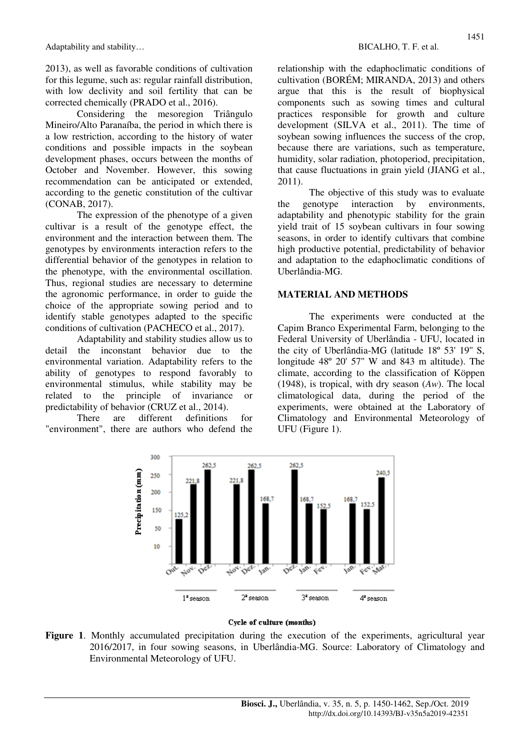2013), as well as favorable conditions of cultivation for this legume, such as: regular rainfall distribution, with low declivity and soil fertility that can be corrected chemically (PRADO et al., 2016).

Considering the mesoregion Triângulo Mineiro/Alto Paranaíba, the period in which there is a low restriction, according to the history of water conditions and possible impacts in the soybean development phases, occurs between the months of October and November. However, this sowing recommendation can be anticipated or extended, according to the genetic constitution of the cultivar (CONAB, 2017).

The expression of the phenotype of a given cultivar is a result of the genotype effect, the environment and the interaction between them. The genotypes by environments interaction refers to the differential behavior of the genotypes in relation to the phenotype, with the environmental oscillation. Thus, regional studies are necessary to determine the agronomic performance, in order to guide the choice of the appropriate sowing period and to identify stable genotypes adapted to the specific conditions of cultivation (PACHECO et al., 2017).

Adaptability and stability studies allow us to detail the inconstant behavior due to the environmental variation. Adaptability refers to the ability of genotypes to respond favorably to environmental stimulus, while stability may be related to the principle of invariance or predictability of behavior (CRUZ et al., 2014).

There are different definitions for "environment", there are authors who defend the relationship with the edaphoclimatic conditions of cultivation (BORÉM; MIRANDA, 2013) and others argue that this is the result of biophysical components such as sowing times and cultural practices responsible for growth and culture development (SILVA et al., 2011). The time of soybean sowing influences the success of the crop, because there are variations, such as temperature, humidity, solar radiation, photoperiod, precipitation, that cause fluctuations in grain yield (JIANG et al., 2011).

The objective of this study was to evaluate the genotype interaction by environments, adaptability and phenotypic stability for the grain yield trait of 15 soybean cultivars in four sowing seasons, in order to identify cultivars that combine high productive potential, predictability of behavior and adaptation to the edaphoclimatic conditions of Uberlândia-MG.

## MATERIAL AND METHODS

The experiments were conducted at the Capim Branco Experimental Farm, belonging to the Federal University of Uberlândia - UFU, located in the city of Uberlândia-MG (latitude 18º 53' 19" S, longitude 48º 20' 57" W and 843 m altitude). The climate, according to the classification of Köppen (1948), is tropical, with dry season (*Aw*). The local climatological data, during the period of the experiments, were obtained at the Laboratory of Climatology and Environmental Meteorology of UFU (Figure 1).

**Figure 1**. Monthly accumulated precipitation during the execution of the experiments, agricultural year 2016/2017, in four sowing seasons, in Uberlândia-MG. Source: Laboratory of Climatology and Environmental Meteorology of UFU.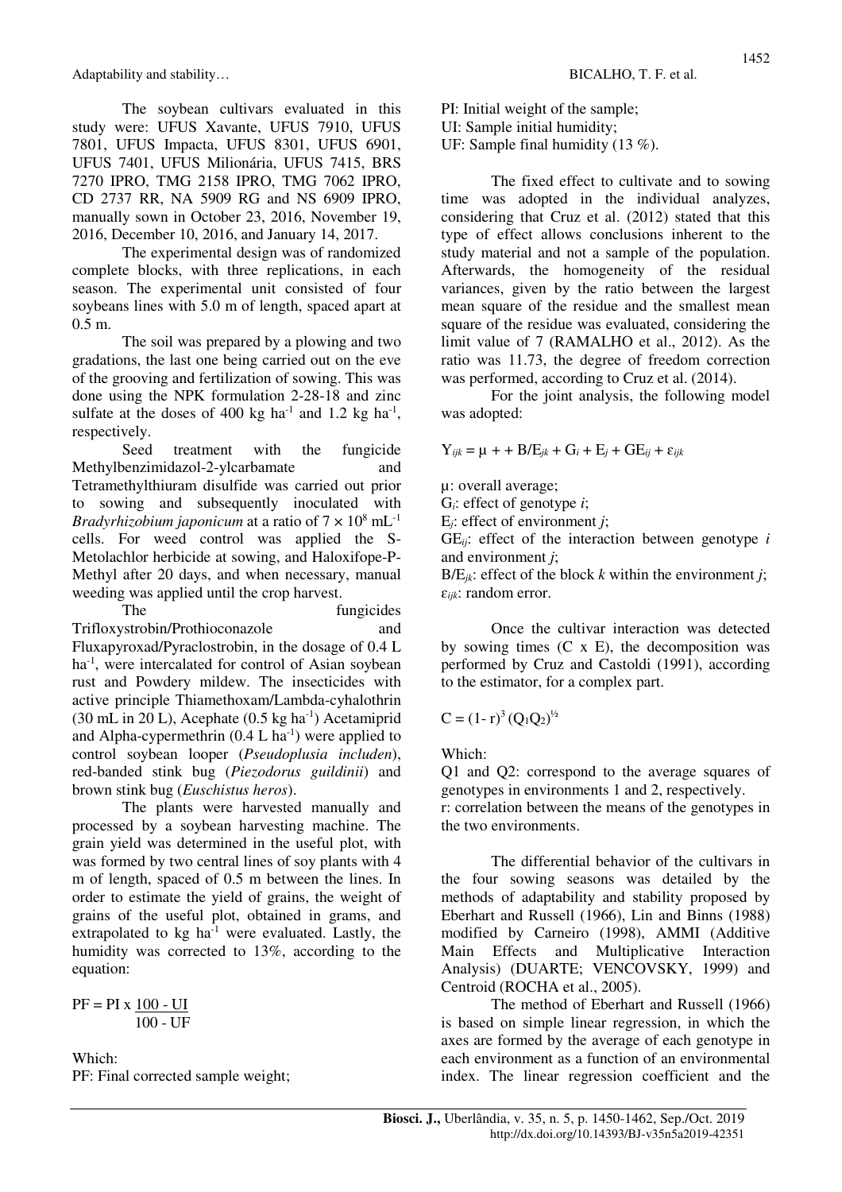The soybean cultivars evaluated in this study were: UFUS Xavante, UFUS 7910, UFUS 7801, UFUS Impacta, UFUS 8301, UFUS 6901, UFUS 7401, UFUS Milionária, UFUS 7415, BRS 7270 IPRO, TMG 2158 IPRO, TMG 7062 IPRO, CD 2737 RR, NA 5909 RG and NS 6909 IPRO, manually sown in October 23, 2016, November 19, 2016, December 10, 2016, and January 14, 2017.

The experimental design was of randomized complete blocks, with three replications, in each season. The experimental unit consisted of four soybeans lines with 5.0 m of length, spaced apart at 0.5 m.

The soil was prepared by a plowing and two gradations, the last one being carried out on the eve of the grooving and fertilization of sowing. This was done using the NPK formulation 2-28-18 and zinc sulfate at the doses of 400 kg ha$^{-1}$ and 1.2 kg ha$^{-1}$, respectively.

Seed treatment with the fungicide Methylbenzimidazol-2-ylcarbamate and Tetramethylthiuram disulfide was carried out prior to sowing and subsequently inoculated with *Bradyrhizobium japonicum* at a ratio of $7 \times 10^8$ mL$^{-1}$ cells. For weed control was applied the S-Metolachlor herbicide at sowing, and Haloxifope-P-Methyl after 20 days, and when necessary, manual weeding was applied until the crop harvest.

The fungicides Trifloxystrobin/Prothioconazole and Fluxapyroxad/Pyraclostrobin, in the dosage of 0.4 L ha$^{-1}$, were intercalated for control of Asian soybean rust and Powdery mildew. The insecticides with active principle Thiamethoxam/Lambda-cyhalothrin (30 mL in 20 L), Acephate (0.5 kg ha$^{-1}$) Acetamiprid and Alpha-cypermethrin (0.4 L ha$^{-1}$) were applied to control soybean looper (*Pseudoplusia includen*), red-banded stink bug (*Piezodorus guildinii*) and brown stink bug (*Euschistus heros*).

The plants were harvested manually and processed by a soybean harvesting machine. The grain yield was determined in the useful plot, with was formed by two central lines of soy plants with 4 m of length, spaced of 0.5 m between the lines. In order to estimate the yield of grains, the weight of grains of the useful plot, obtained in grams, and extrapolated to kg ha$^{-1}$ were evaluated. Lastly, the humidity was corrected to 13%, according to the equation:

$$PF = PI \times \frac{100 - UI}{100 - UF}$$

Which:
PF: Final corrected sample weight;
PI: Initial weight of the sample;
UI: Sample initial humidity;
UF: Sample final humidity (13 %).

The fixed effect to cultivate and to sowing time was adopted in the individual analyzes, considering that Cruz et al. (2012) stated that this type of effect allows conclusions inherent to the study material and not a sample of the population. Afterwards, the homogeneity of the residual variances, given by the ratio between the largest mean square of the residue and the smallest mean square of the residue was evaluated, considering the limit value of 7 (RAMALHO et al., 2012). As the ratio was 11.73, the degree of freedom correction was performed, according to Cruz et al. (2014).

For the joint analysis, the following model was adopted:

$$Y_{ijk} = \mu + + B/E_{jk} + G_i + E_j + GE_{ij} + \varepsilon_{ijk}$$

μ: overall average;
$G_i$: effect of genotype *i*;
$E_j$: effect of environment *j*;
$GE_{ij}$: effect of the interaction between genotype *i* and environment *j*;
$B/E_{jk}$: effect of the block *k* within the environment *j*;
$\varepsilon_{ijk}$: random error.

Once the cultivar interaction was detected by sowing times (C x E), the decomposition was performed by Cruz and Castoldi (1991), according to the estimator, for a complex part.

$$C = (1 - r)^3 (Q_1 Q_2)^{½}$$

Which:
Q1 and Q2: correspond to the average squares of genotypes in environments 1 and 2, respectively.
r: correlation between the means of the genotypes in the two environments.

The differential behavior of the cultivars in the four sowing seasons was detailed by the methods of adaptability and stability proposed by Eberhart and Russell (1966), Lin and Binns (1988) modified by Carneiro (1998), AMMI (Additive Main Effects and Multiplicative Interaction Analysis) (DUARTE; VENCOVSKY, 1999) and Centroid (ROCHA et al., 2005).

The method of Eberhart and Russell (1966) is based on simple linear regression, in which the axes are formed by the average of each genotype in each environment as a function of an environmental index. The linear regression coefficient and the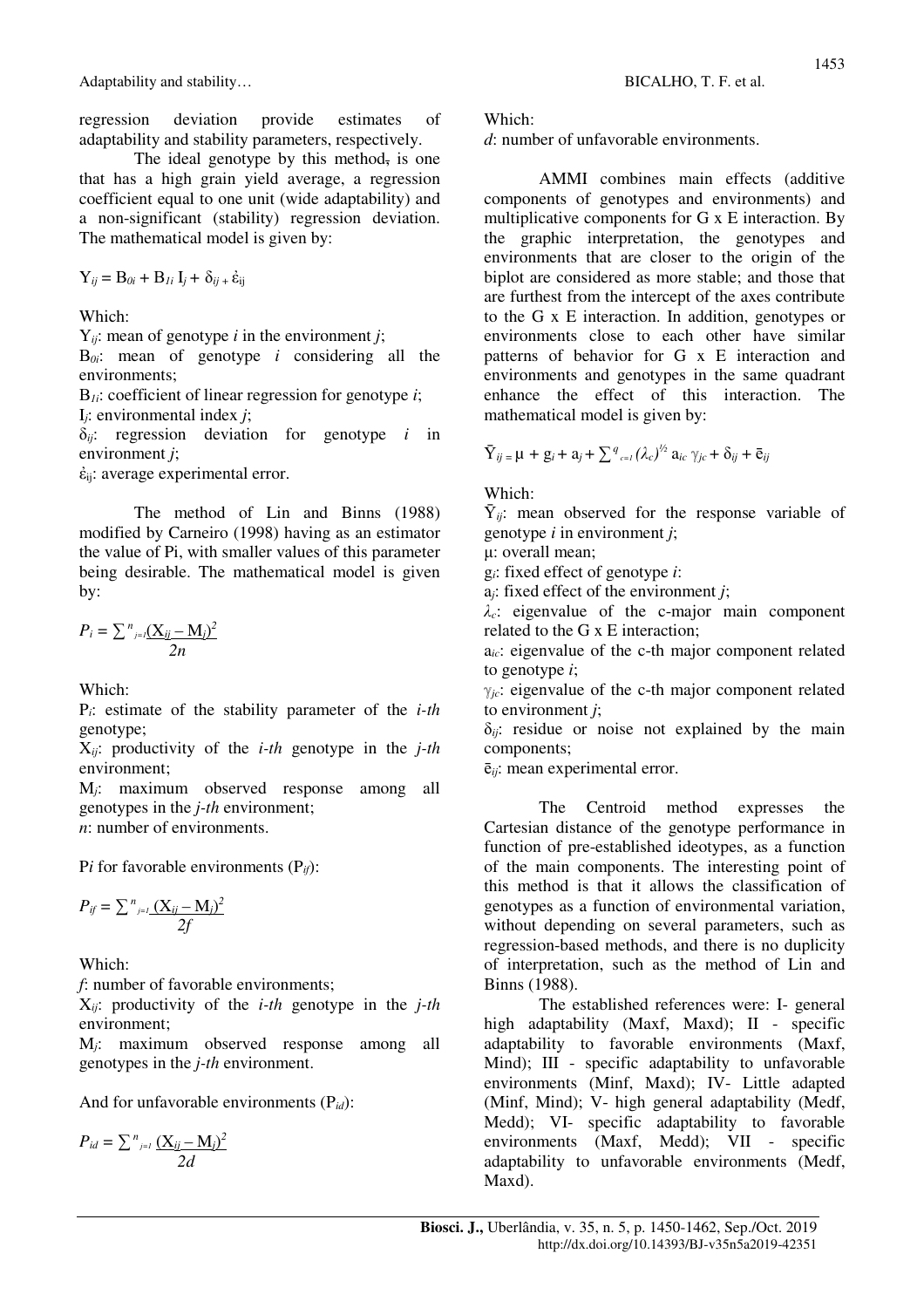regression deviation provide estimates of adaptability and stability parameters, respectively.

The ideal genotype by this method, is one that has a high grain yield average, a regression coefficient equal to one unit (wide adaptability) and a non-significant (stability) regression deviation. The mathematical model is given by:

$$Y_{ij} = B_{0i} + B_{1i} I_j + \delta_{ij} + \dot{\varepsilon}_{ij}$$

Which:

$Y_{ij}$: mean of genotype *i* in the environment *j*;

$B_{0i}$: mean of genotype *i* considering all the environments;

$B_{1i}$: coefficient of linear regression for genotype *i*;

$I_j$: environmental index *j*;

$\delta_{ij}$: regression deviation for genotype *i* in environment *j*;

$\dot{\varepsilon}_{ij}$: average experimental error.

The method of Lin and Binns (1988) modified by Carneiro (1998) having as an estimator the value of Pi, with smaller values of this parameter being desirable. The mathematical model is given by:

$$P_i = \sum_{j=1}^{n} \frac{(X_{ij} - M_j)^2}{2n}$$

Which:

$P_i$: estimate of the stability parameter of the *i-th* genotype;

$X_{ij}$: productivity of the *i-th* genotype in the *j-th* environment;

$M_j$: maximum observed response among all genotypes in the *j-th* environment;

*n*: number of environments.

P*i* for favorable environments ($P_{if}$):

$$P_{if} = \sum_{j=1}^{n} \frac{(X_{ij} - M_j)^2}{2f}$$

Which:

*f*: number of favorable environments;

$X_{ij}$: productivity of the *i-th* genotype in the *j-th* environment;

$M_j$: maximum observed response among all genotypes in the *j-th* environment.

And for unfavorable environments ($P_{id}$):

$$P_{id} = \sum_{j=1}^{n} \frac{(X_{ij} - M_j)^2}{2d}$$

Which:

*d*: number of unfavorable environments.

AMMI combines main effects (additive components of genotypes and environments) and multiplicative components for G x E interaction. By the graphic interpretation, the genotypes and environments that are closer to the origin of the biplot are considered as more stable; and those that are furthest from the intercept of the axes contribute to the G x E interaction. In addition, genotypes or environments close to each other have similar patterns of behavior for G x E interaction and environments and genotypes in the same quadrant enhance the effect of this interaction. The mathematical model is given by:

$$\bar{Y}_{ij} = \mu + g_i + a_j + \sum_{c=1}^{q} (\lambda_c)^{1/2} a_{ic} \gamma_{jc} + \delta_{ij} + \bar{e}_{ij}$$

Which:

$\bar{Y}_{ij}$: mean observed for the response variable of genotype *i* in environment *j*;

μ: overall mean;

$g_i$: fixed effect of genotype *i*:

$a_j$: fixed effect of the environment *j*;

$\lambda_c$: eigenvalue of the c-major main component related to the G x E interaction;

$a_{ic}$: eigenvalue of the c-th major component related to genotype *i*;

$\gamma_{jc}$: eigenvalue of the c-th major component related to environment *j*;

$\delta_{ij}$: residue or noise not explained by the main components;

$\bar{e}_{ij}$: mean experimental error.

The Centroid method expresses the Cartesian distance of the genotype performance in function of pre-established ideotypes, as a function of the main components. The interesting point of this method is that it allows the classification of genotypes as a function of environmental variation, without depending on several parameters, such as regression-based methods, and there is no duplicity of interpretation, such as the method of Lin and Binns (1988).

The established references were: I- general high adaptability (Maxf, Maxd); II - specific adaptability to favorable environments (Maxf, Mind); III - specific adaptability to unfavorable environments (Minf, Maxd); IV- Little adapted (Minf, Mind); V- high general adaptability (Medf, Medd); VI- specific adaptability to favorable environments (Maxf, Medd); VII - specific adaptability to unfavorable environments (Medf, Maxd).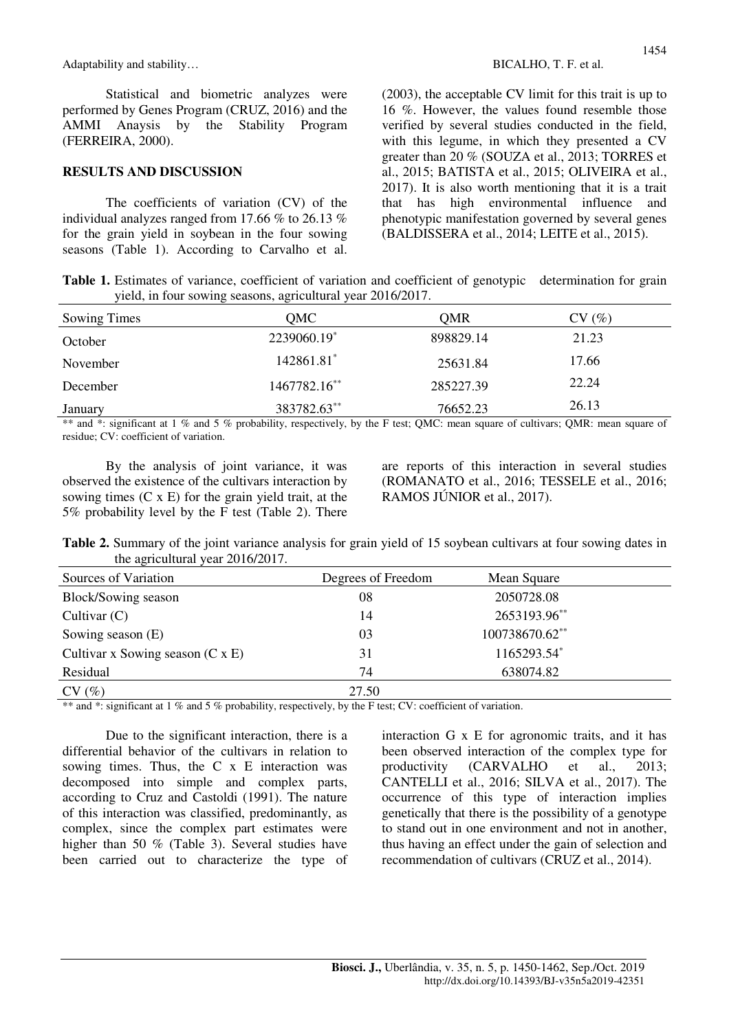Statistical and biometric analyzes were performed by Genes Program (CRUZ, 2016) and the AMMI Anaysis by the Stability Program (FERREIRA, 2000).

## RESULTS AND DISCUSSION

The coefficients of variation (CV) of the individual analyzes ranged from 17.66 % to 26.13 % for the grain yield in soybean in the four sowing seasons (Table 1). According to Carvalho et al. (2003), the acceptable CV limit for this trait is up to 16 %. However, the values found resemble those verified by several studies conducted in the field, with this legume, in which they presented a CV greater than 20 % (SOUZA et al., 2013; TORRES et al., 2015; BATISTA et al., 2015; OLIVEIRA et al., 2017). It is also worth mentioning that it is a trait that has high environmental influence and phenotypic manifestation governed by several genes (BALDISSERA et al., 2014; LEITE et al., 2015).

**Table 1.** Estimates of variance, coefficient of variation and coefficient of genotypic determination for grain yield, in four sowing seasons, agricultural year 2016/2017.

| Sowing Times | QMC | QMR | CV (%) |
|---|---|---|---|
| October | 2239060.19* | 898829.14 | 21.23 |
| November | 142861.81* | 25631.84 | 17.66 |
| December | 1467782.16** | 285227.39 | 22.24 |
| January | 383782.63** | 76652.23 | 26.13 |

** and *: significant at 1 % and 5 % probability, respectively, by the F test; QMC: mean square of cultivars; QMR: mean square of residue; CV: coefficient of variation.

By the analysis of joint variance, it was observed the existence of the cultivars interaction by sowing times (C x E) for the grain yield trait, at the 5% probability level by the F test (Table 2). There are reports of this interaction in several studies (ROMANATO et al., 2016; TESSELE et al., 2016; RAMOS JÚNIOR et al., 2017).

**Table 2.** Summary of the joint variance analysis for grain yield of 15 soybean cultivars at four sowing dates in the agricultural year 2016/2017.

| Sources of Variation | Degrees of Freedom | Mean Square |
|---|---|---|
| Block/Sowing season | 08 | 2050728.08 |
| Cultivar (C) | 14 | 2653193.96** |
| Sowing season (E) | 03 | 100738670.62** |
| Cultivar x Sowing season (C x E) | 31 | 1165293.54* |
| Residual | 74 | 638074.82 |
| CV (%) | 27.50 | |

** and *: significant at 1 % and 5 % probability, respectively, by the F test; CV: coefficient of variation.

Due to the significant interaction, there is a differential behavior of the cultivars in relation to sowing times. Thus, the C x E interaction was decomposed into simple and complex parts, according to Cruz and Castoldi (1991). The nature of this interaction was classified, predominantly, as complex, since the complex part estimates were higher than 50 % (Table 3). Several studies have been carried out to characterize the type of interaction G x E for agronomic traits, and it has been observed interaction of the complex type for productivity (CARVALHO et al., 2013; CANTELLI et al., 2016; SILVA et al., 2017). The occurrence of this type of interaction implies genetically that there is the possibility of a genotype to stand out in one environment and not in another, thus having an effect under the gain of selection and recommendation of cultivars (CRUZ et al., 2014).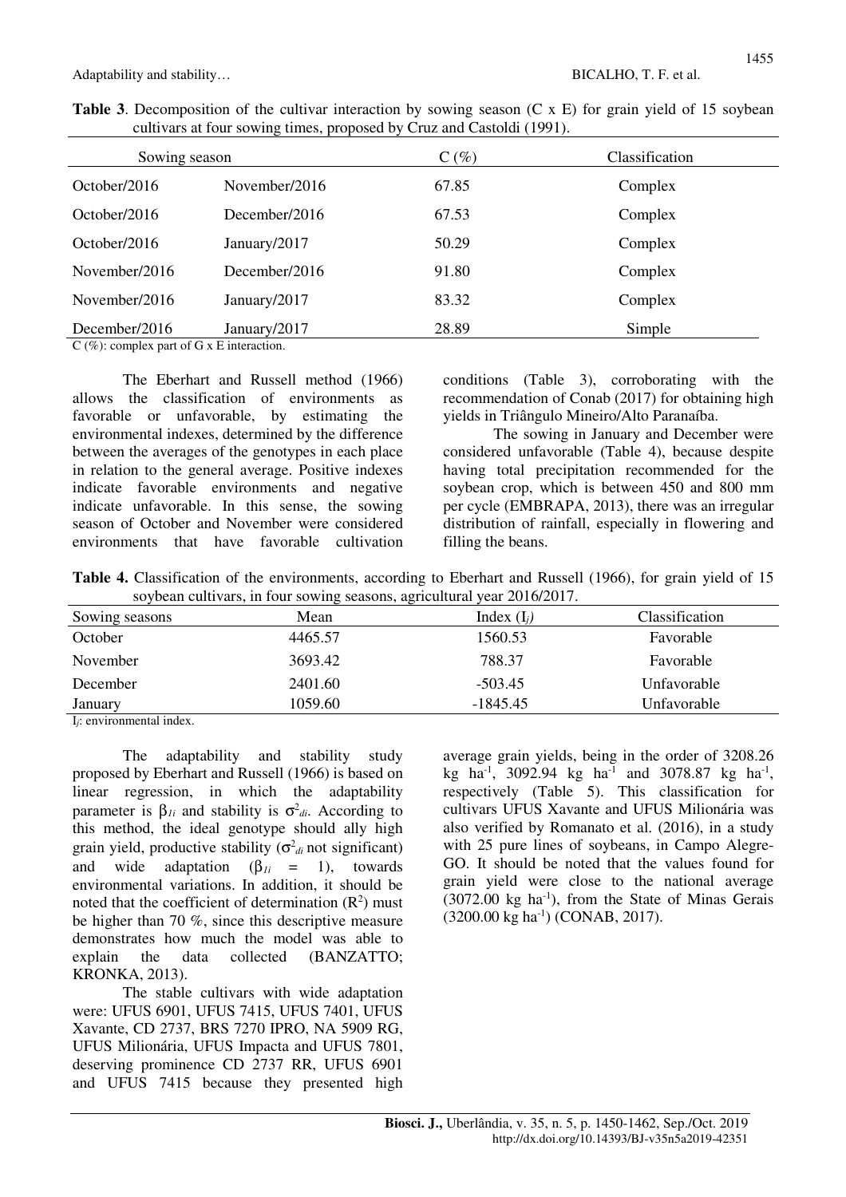**Table 3**. Decomposition of the cultivar interaction by sowing season (C x E) for grain yield of 15 soybean cultivars at four sowing times, proposed by Cruz and Castoldi (1991).

| Sowing season | | C (%) | Classification |
|---|---|---|---|
| October/2016 | November/2016 | 67.85 | Complex |
| October/2016 | December/2016 | 67.53 | Complex |
| October/2016 | January/2017 | 50.29 | Complex |
| November/2016 | December/2016 | 91.80 | Complex |
| November/2016 | January/2017 | 83.32 | Complex |
| December/2016 | January/2017 | 28.89 | Simple |

C (%): complex part of G x E interaction.

The Eberhart and Russell method (1966) allows the classification of environments as favorable or unfavorable, by estimating the environmental indexes, determined by the difference between the averages of the genotypes in each place in relation to the general average. Positive indexes indicate favorable environments and negative indicate unfavorable. In this sense, the sowing season of October and November were considered environments that have favorable cultivation conditions (Table 3), corroborating with the recommendation of Conab (2017) for obtaining high yields in Triângulo Mineiro/Alto Paranaíba.

The sowing in January and December were considered unfavorable (Table 4), because despite having total precipitation recommended for the soybean crop, which is between 450 and 800 mm per cycle (EMBRAPA, 2013), there was an irregular distribution of rainfall, especially in flowering and filling the beans.

**Table 4.** Classification of the environments, according to Eberhart and Russell (1966), for grain yield of 15 soybean cultivars, in four sowing seasons, agricultural year 2016/2017.

| Sowing seasons | Mean | Index ($I_j$) | Classification |
|---|---|---|---|
| October | 4465.57 | 1560.53 | Favorable |
| November | 3693.42 | 788.37 | Favorable |
| December | 2401.60 | -503.45 | Unfavorable |
| January | 1059.60 | -1845.45 | Unfavorable |

$I_j$: environmental index.

The adaptability and stability study proposed by Eberhart and Russell (1966) is based on linear regression, in which the adaptability parameter is $\beta_{1i}$ and stability is $\sigma^2_{di}$. According to this method, the ideal genotype should ally high grain yield, productive stability ($\sigma^2_{di}$ not significant) and wide adaptation ($\beta_{1i}$ = 1), towards environmental variations. In addition, it should be noted that the coefficient of determination ($R^2$) must be higher than 70 %, since this descriptive measure demonstrates how much the model was able to explain the data collected (BANZATTO; KRONKA, 2013).

The stable cultivars with wide adaptation were: UFUS 6901, UFUS 7415, UFUS 7401, UFUS Xavante, CD 2737, BRS 7270 IPRO, NA 5909 RG, UFUS Milionária, UFUS Impacta and UFUS 7801, deserving prominence CD 2737 RR, UFUS 6901 and UFUS 7415 because they presented high average grain yields, being in the order of 3208.26 kg ha$^{-1}$, 3092.94 kg ha$^{-1}$ and 3078.87 kg ha$^{-1}$, respectively (Table 5). This classification for cultivars UFUS Xavante and UFUS Milionária was also verified by Romanato et al. (2016), in a study with 25 pure lines of soybeans, in Campo Alegre-GO. It should be noted that the values found for grain yield were close to the national average (3072.00 kg ha$^{-1}$), from the State of Minas Gerais (3200.00 kg ha$^{-1}$) (CONAB, 2017).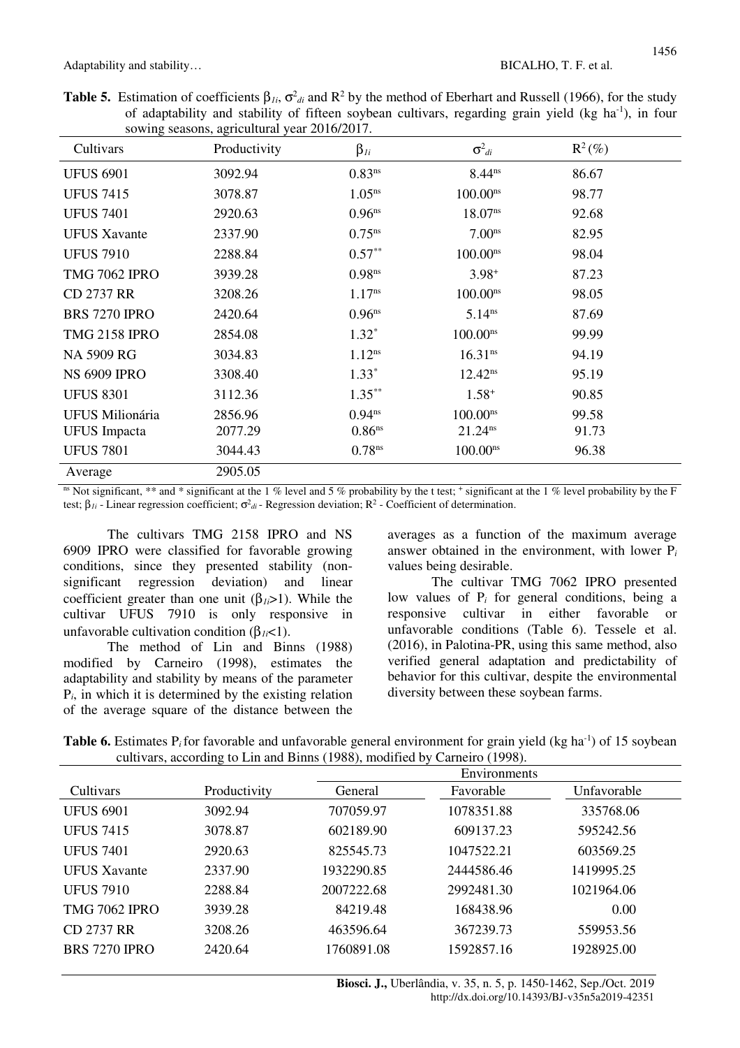**Table 5.** Estimation of coefficients $\beta_{1i}$, $\sigma^2_{di}$ and $R^2$ by the method of Eberhart and Russell (1966), for the study of adaptability and stability of fifteen soybean cultivars, regarding grain yield (kg ha$^{-1}$), in four sowing seasons, agricultural year 2016/2017.

| Cultivars | Productivity | $\beta_{1i}$ | $\sigma^2_{di}$ | $R^2$ (%) |
|---|---|---|---|---|
| UFUS 6901 | 3092.94 | $0.83^{ns}$ | $8.44^{ns}$ | 86.67 |
| UFUS 7415 | 3078.87 | $1.05^{ns}$ | $100.00^{ns}$ | 98.77 |
| UFUS 7401 | 2920.63 | $0.96^{ns}$ | $18.07^{ns}$ | 92.68 |
| UFUS Xavante | 2337.90 | $0.75^{ns}$ | $7.00^{ns}$ | 82.95 |
| UFUS 7910 | 2288.84 | $0.57^{**}$ | $100.00^{ns}$ | 98.04 |
| TMG 7062 IPRO | 3939.28 | $0.98^{ns}$ | $3.98^{+}$ | 87.23 |
| CD 2737 RR | 3208.26 | $1.17^{ns}$ | $100.00^{ns}$ | 98.05 |
| BRS 7270 IPRO | 2420.64 | $0.96^{ns}$ | $5.14^{ns}$ | 87.69 |
| TMG 2158 IPRO | 2854.08 | $1.32^{*}$ | $100.00^{ns}$ | 99.99 |
| NA 5909 RG | 3034.83 | $1.12^{ns}$ | $16.31^{ns}$ | 94.19 |
| NS 6909 IPRO | 3308.40 | $1.33^{*}$ | $12.42^{ns}$ | 95.19 |
| UFUS 8301 | 3112.36 | $1.35^{**}$ | $1.58^{+}$ | 90.85 |
| UFUS Milionária | 2856.96 | $0.94^{ns}$ | $100.00^{ns}$ | 99.58 |
| UFUS Impacta | 2077.29 | $0.86^{ns}$ | $21.24^{ns}$ | 91.73 |
| UFUS 7801 | 3044.43 | $0.78^{ns}$ | $100.00^{ns}$ | 96.38 |
| Average | 2905.05 | | | |

$^{ns}$ Not significant, ** and * significant at the 1 % level and 5 % probability by the t test; $^{+}$ significant at the 1 % level probability by the F test; $\beta_{1i}$ - Linear regression coefficient; $\sigma^2_{di}$ - Regression deviation; $R^2$ - Coefficient of determination.

The cultivars TMG 2158 IPRO and NS 6909 IPRO were classified for favorable growing conditions, since they presented stability (non-significant regression deviation) and linear coefficient greater than one unit ($\beta_{1i}$>1). While the cultivar UFUS 7910 is only responsive in unfavorable cultivation condition ($\beta_{1i}$<1).

The method of Lin and Binns (1988) modified by Carneiro (1998), estimates the adaptability and stability by means of the parameter $P_i$, in which it is determined by the existing relation of the average square of the distance between the averages as a function of the maximum average answer obtained in the environment, with lower $P_i$ values being desirable.

The cultivar TMG 7062 IPRO presented low values of $P_i$ for general conditions, being a responsive cultivar in either favorable or unfavorable conditions (Table 6). Tessele et al. (2016), in Palotina-PR, using this same method, also verified general adaptation and predictability of behavior for this cultivar, despite the environmental diversity between these soybean farms.

**Table 6.** Estimates $P_i$ for favorable and unfavorable general environment for grain yield (kg ha$^{-1}$) of 15 soybean cultivars, according to Lin and Binns (1988), modified by Carneiro (1998).

| | | Environments | | |
|---|---|---|---|---|
| Cultivars | Productivity | General | Favorable | Unfavorable |
| UFUS 6901 | 3092.94 | 707059.97 | 1078351.88 | 335768.06 |
| UFUS 7415 | 3078.87 | 602189.90 | 609137.23 | 595242.56 |
| UFUS 7401 | 2920.63 | 825545.73 | 1047522.21 | 603569.25 |
| UFUS Xavante | 2337.90 | 1932290.85 | 2444586.46 | 1419995.25 |
| UFUS 7910 | 2288.84 | 2007222.68 | 2992481.30 | 1021964.06 |
| TMG 7062 IPRO | 3939.28 | 84219.48 | 168438.96 | 0.00 |
| CD 2737 RR | 3208.26 | 463596.64 | 367239.73 | 559953.56 |
| BRS 7270 IPRO | 2420.64 | 1760891.08 | 1592857.16 | 1928925.00 |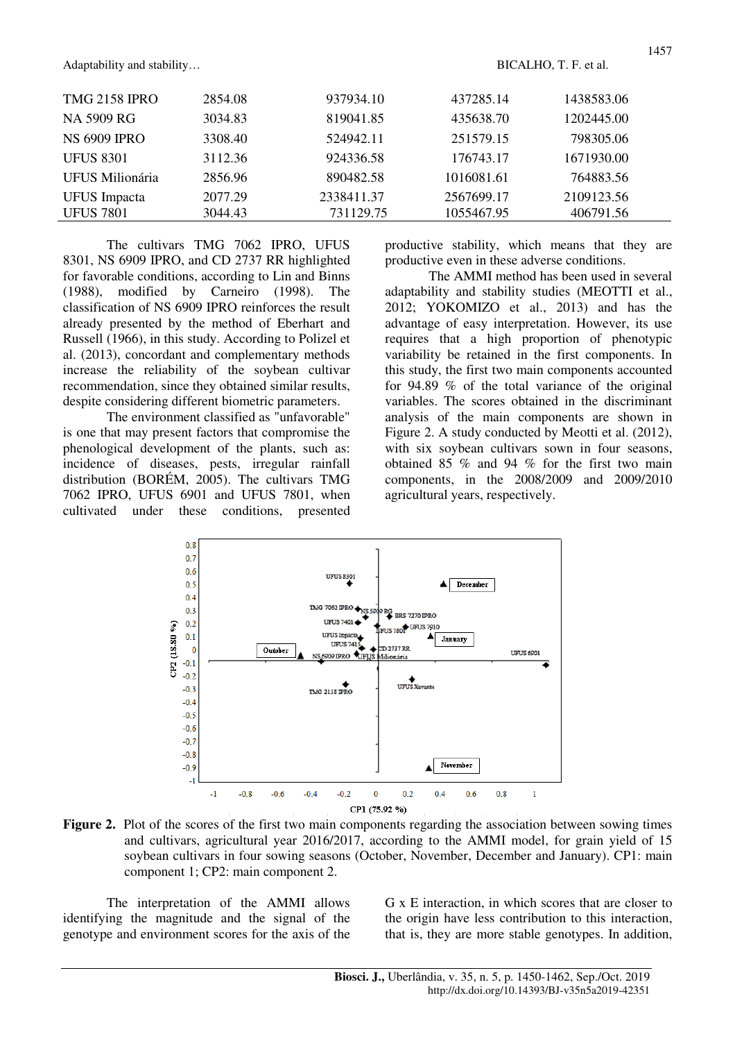| | | | | |
|---|---|---|---|---|
| TMG 2158 IPRO | 2854.08 | 937934.10 | 437285.14 | 1438583.06 |
| NA 5909 RG | 3034.83 | 819041.85 | 435638.70 | 1202445.00 |
| NS 6909 IPRO | 3308.40 | 524942.11 | 251579.15 | 798305.06 |
| UFUS 8301 | 3112.36 | 924336.58 | 176743.17 | 1671930.00 |
| UFUS Milionária | 2856.96 | 890482.58 | 1016081.61 | 764883.56 |
| UFUS Impacta | 2077.29 | 2338411.37 | 2567699.17 | 2109123.56 |
| UFUS 7801 | 3044.43 | 731129.75 | 1055467.95 | 406791.56 |

The cultivars TMG 7062 IPRO, UFUS 8301, NS 6909 IPRO, and CD 2737 RR highlighted for favorable conditions, according to Lin and Binns (1988), modified by Carneiro (1998). The classification of NS 6909 IPRO reinforces the result already presented by the method of Eberhart and Russell (1966), in this study. According to Polizel et al. (2013), concordant and complementary methods increase the reliability of the soybean cultivar recommendation, since they obtained similar results, despite considering different biometric parameters.

The environment classified as "unfavorable" is one that may present factors that compromise the phenological development of the plants, such as: incidence of diseases, pests, irregular rainfall distribution (BORÉM, 2005). The cultivars TMG 7062 IPRO, UFUS 6901 and UFUS 7801, when cultivated under these conditions, presented productive stability, which means that they are productive even in these adverse conditions.

The AMMI method has been used in several adaptability and stability studies (MEOTTI et al., 2012; YOKOMIZO et al., 2013) and has the advantage of easy interpretation. However, its use requires that a high proportion of phenotypic variability be retained in the first components. In this study, the first two main components accounted for 94.89 % of the total variance of the original variables. The scores obtained in the discriminant analysis of the main components are shown in Figure 2. A study conducted by Meotti et al. (2012), with six soybean cultivars sown in four seasons, obtained 85 % and 94 % for the first two main components, in the 2008/2009 and 2009/2010 agricultural years, respectively.

**Figure 2.** Plot of the scores of the first two main components regarding the association between sowing times and cultivars, agricultural year 2016/2017, according to the AMMI model, for grain yield of 15 soybean cultivars in four sowing seasons (October, November, December and January). CP1: main component 1; CP2: main component 2.

The interpretation of the AMMI allows identifying the magnitude and the signal of the genotype and environment scores for the axis of the G x E interaction, in which scores that are closer to the origin have less contribution to this interaction, that is, they are more stable genotypes. In addition,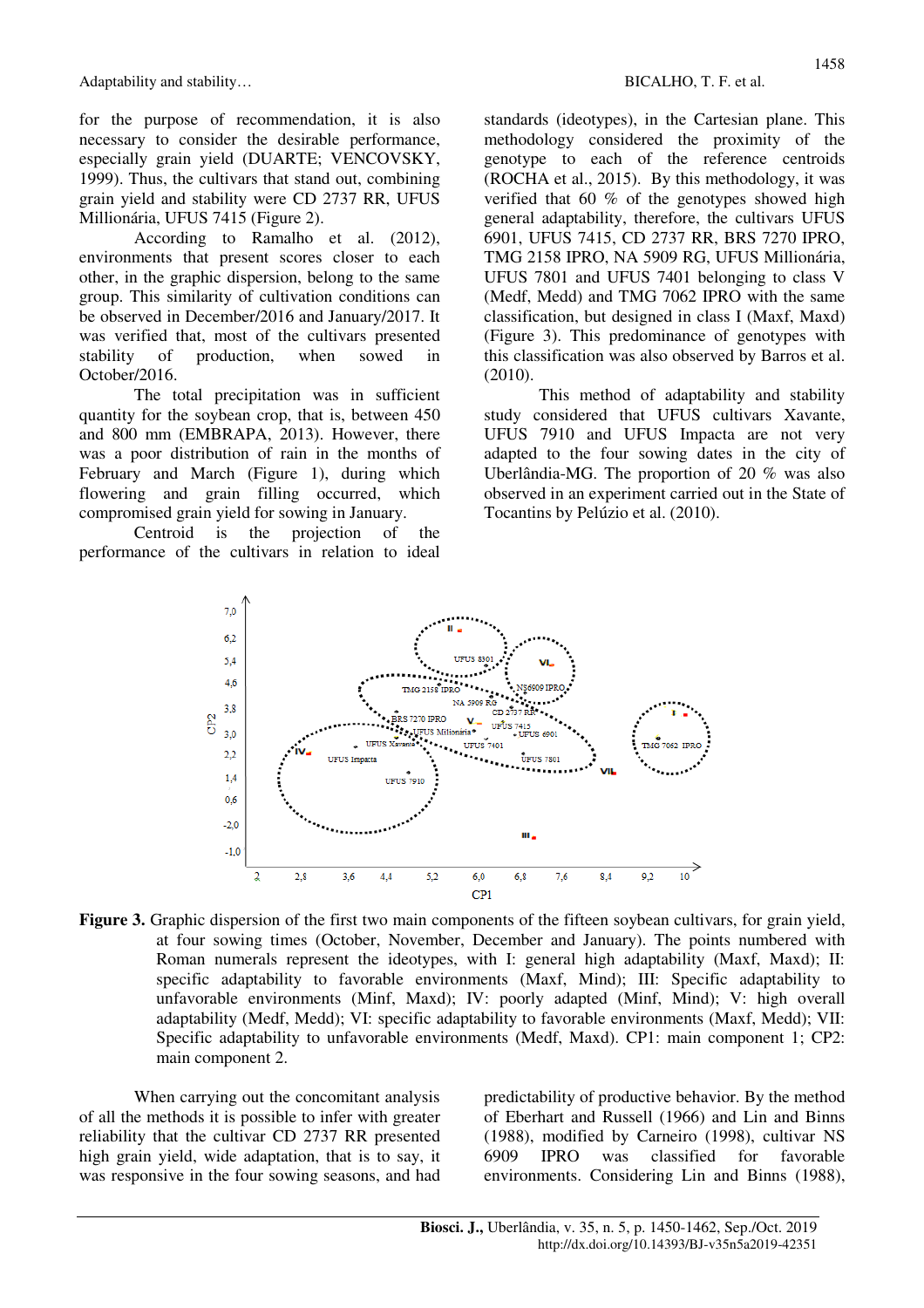for the purpose of recommendation, it is also necessary to consider the desirable performance, especially grain yield (DUARTE; VENCOVSKY, 1999). Thus, the cultivars that stand out, combining grain yield and stability were CD 2737 RR, UFUS Millionária, UFUS 7415 (Figure 2).

According to Ramalho et al. (2012), environments that present scores closer to each other, in the graphic dispersion, belong to the same group. This similarity of cultivation conditions can be observed in December/2016 and January/2017. It was verified that, most of the cultivars presented stability of production, when sowed in October/2016.

The total precipitation was in sufficient quantity for the soybean crop, that is, between 450 and 800 mm (EMBRAPA, 2013). However, there was a poor distribution of rain in the months of February and March (Figure 1), during which flowering and grain filling occurred, which compromised grain yield for sowing in January.

Centroid is the projection of the performance of the cultivars in relation to ideal standards (ideotypes), in the Cartesian plane. This methodology considered the proximity of the genotype to each of the reference centroids (ROCHA et al., 2015). By this methodology, it was verified that 60 % of the genotypes showed high general adaptability, therefore, the cultivars UFUS 6901, UFUS 7415, CD 2737 RR, BRS 7270 IPRO, TMG 2158 IPRO, NA 5909 RG, UFUS Millionária, UFUS 7801 and UFUS 7401 belonging to class V (Medf, Medd) and TMG 7062 IPRO with the same classification, but designed in class I (Maxf, Maxd) (Figure 3). This predominance of genotypes with this classification was also observed by Barros et al. (2010).

This method of adaptability and stability study considered that UFUS cultivars Xavante, UFUS 7910 and UFUS Impacta are not very adapted to the four sowing dates in the city of Uberlândia-MG. The proportion of 20 % was also observed in an experiment carried out in the State of Tocantins by Pelúzio et al. (2010).

**Figure 3.** Graphic dispersion of the first two main components of the fifteen soybean cultivars, for grain yield, at four sowing times (October, November, December and January). The points numbered with Roman numerals represent the ideotypes, with I: general high adaptability (Maxf, Maxd); II: specific adaptability to favorable environments (Maxf, Mind); III: Specific adaptability to unfavorable environments (Minf, Maxd); IV: poorly adapted (Minf, Mind); V: high overall adaptability (Medf, Medd); VI: specific adaptability to favorable environments (Maxf, Medd); VII: Specific adaptability to unfavorable environments (Medf, Maxd). CP1: main component 1; CP2: main component 2.

When carrying out the concomitant analysis of all the methods it is possible to infer with greater reliability that the cultivar CD 2737 RR presented high grain yield, wide adaptation, that is to say, it was responsive in the four sowing seasons, and had predictability of productive behavior. By the method of Eberhart and Russell (1966) and Lin and Binns (1988), modified by Carneiro (1998), cultivar NS 6909 IPRO was classified for favorable environments. Considering Lin and Binns (1988),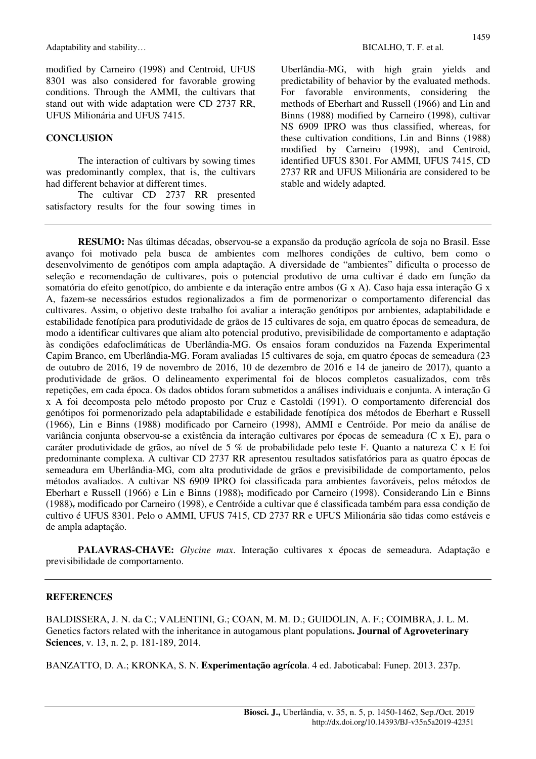modified by Carneiro (1998) and Centroid, UFUS 8301 was also considered for favorable growing conditions. Through the AMMI, the cultivars that stand out with wide adaptation were CD 2737 RR, UFUS Milionária and UFUS 7415.

## CONCLUSION

The interaction of cultivars by sowing times was predominantly complex, that is, the cultivars had different behavior at different times.

The cultivar CD 2737 RR presented satisfactory results for the four sowing times in Uberlândia-MG, with high grain yields and predictability of behavior by the evaluated methods. For favorable environments, considering the methods of Eberhart and Russell (1966) and Lin and Binns (1988) modified by Carneiro (1998), cultivar NS 6909 IPRO was thus classified, whereas, for these cultivation conditions, Lin and Binns (1988) modified by Carneiro (1998), and Centroid, identified UFUS 8301. For AMMI, UFUS 7415, CD 2737 RR and UFUS Milionária are considered to be stable and widely adapted.

---

**RESUMO:** Nas últimas décadas, observou-se a expansão da produção agrícola de soja no Brasil. Esse avanço foi motivado pela busca de ambientes com melhores condições de cultivo, bem como o desenvolvimento de genótipos com ampla adaptação. A diversidade de "ambientes" dificulta o processo de seleção e recomendação de cultivares, pois o potencial produtivo de uma cultivar é dado em função da somatória do efeito genotípico, do ambiente e da interação entre ambos (G x A). Caso haja essa interação G x A, fazem-se necessários estudos regionalizados a fim de pormenorizar o comportamento diferencial das cultivares. Assim, o objetivo deste trabalho foi avaliar a interação genótipos por ambientes, adaptabilidade e estabilidade fenotípica para produtividade de grãos de 15 cultivares de soja, em quatro épocas de semeadura, de modo a identificar cultivares que aliam alto potencial produtivo, previsibilidade de comportamento e adaptação às condições edafoclimáticas de Uberlândia-MG. Os ensaios foram conduzidos na Fazenda Experimental Capim Branco, em Uberlândia-MG. Foram avaliadas 15 cultivares de soja, em quatro épocas de semeadura (23 de outubro de 2016, 19 de novembro de 2016, 10 de dezembro de 2016 e 14 de janeiro de 2017), quanto a produtividade de grãos. O delineamento experimental foi de blocos completos casualizados, com três repetições, em cada época. Os dados obtidos foram submetidos a análises individuais e conjunta. A interação G x A foi decomposta pelo método proposto por Cruz e Castoldi (1991). O comportamento diferencial dos genótipos foi pormenorizado pela adaptabilidade e estabilidade fenotípica dos métodos de Eberhart e Russell (1966), Lin e Binns (1988) modificado por Carneiro (1998), AMMI e Centróide. Por meio da análise de variância conjunta observou-se a existência da interação cultivares por épocas de semeadura (C x E), para o caráter produtividade de grãos, ao nível de 5 % de probabilidade pelo teste F. Quanto a natureza C x E foi predominante complexa. A cultivar CD 2737 RR apresentou resultados satisfatórios para as quatro épocas de semeadura em Uberlândia-MG, com alta produtividade de grãos e previsibilidade de comportamento, pelos métodos avaliados. A cultivar NS 6909 IPRO foi classificada para ambientes favoráveis, pelos métodos de Eberhart e Russell (1966) e Lin e Binns (1988), modificado por Carneiro (1998). Considerando Lin e Binns (1988), modificado por Carneiro (1998), e Centróide a cultivar que é classificada também para essa condição de cultivo é UFUS 8301. Pelo o AMMI, UFUS 7415, CD 2737 RR e UFUS Milionária são tidas como estáveis e de ampla adaptação.

**PALAVRAS-CHAVE:** *Glycine max*. Interação cultivares x épocas de semeadura. Adaptação e previsibilidade de comportamento.

---

## REFERENCES

BALDISSERA, J. N. da C.; VALENTINI, G.; COAN, M. M. D.; GUIDOLIN, A. F.; COIMBRA, J. L. M. Genetics factors related with the inheritance in autogamous plant populations**. Journal of Agroveterinary Sciences**, v. 13, n. 2, p. 181-189, 2014.

BANZATTO, D. A.; KRONKA, S. N. **Experimentação agrícola**. 4 ed. Jaboticabal: Funep. 2013. 237p.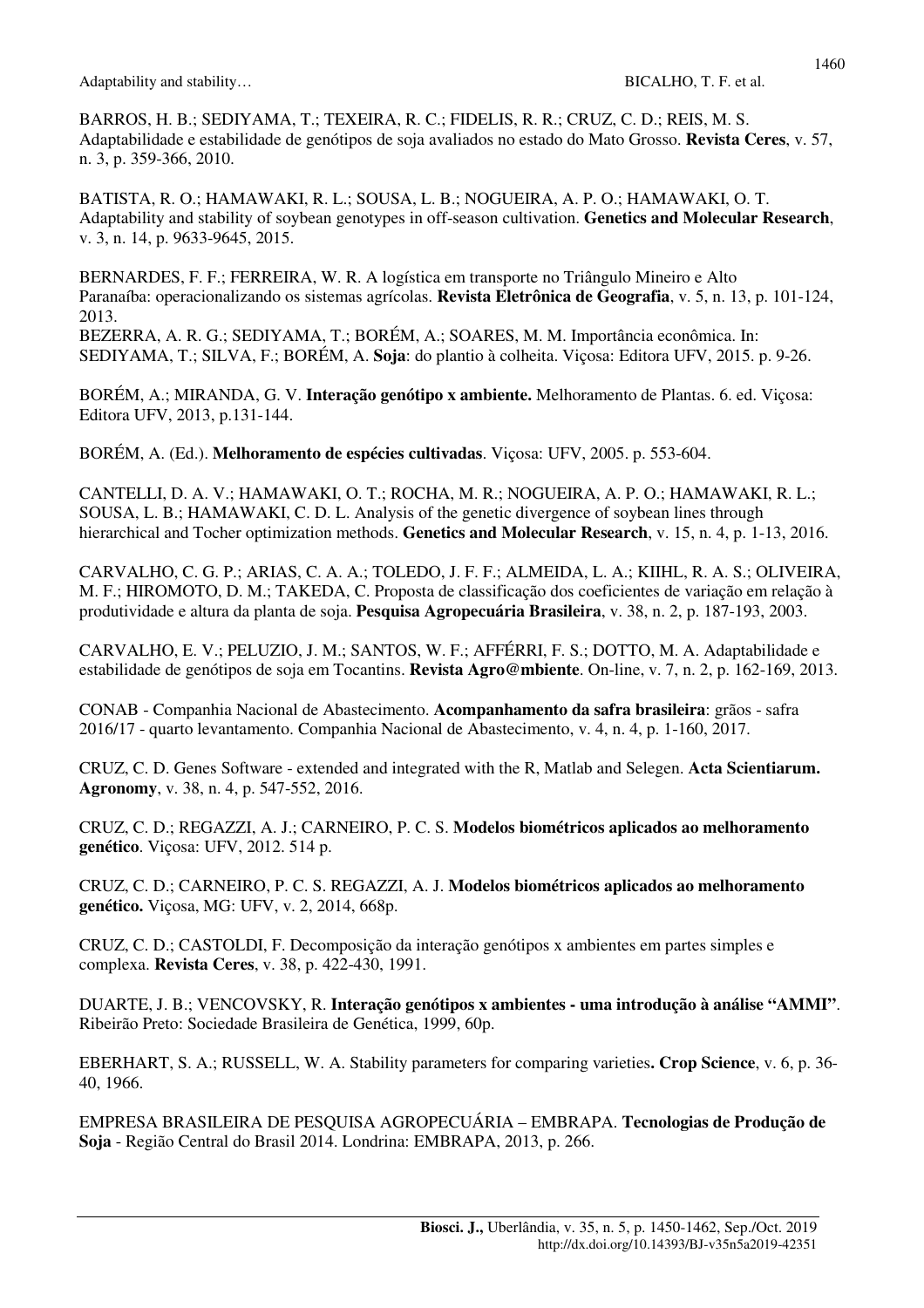BARROS, H. B.; SEDIYAMA, T.; TEXEIRA, R. C.; FIDELIS, R. R.; CRUZ, C. D.; REIS, M. S. Adaptabilidade e estabilidade de genótipos de soja avaliados no estado do Mato Grosso. **Revista Ceres**, v. 57, n. 3, p. 359-366, 2010.

BATISTA, R. O.; HAMAWAKI, R. L.; SOUSA, L. B.; NOGUEIRA, A. P. O.; HAMAWAKI, O. T. Adaptability and stability of soybean genotypes in off-season cultivation. **Genetics and Molecular Research**, v. 3, n. 14, p. 9633-9645, 2015.

BERNARDES, F. F.; FERREIRA, W. R. A logística em transporte no Triângulo Mineiro e Alto Paranaíba: operacionalizando os sistemas agrícolas. **Revista Eletrônica de Geografia**, v. 5, n. 13, p. 101-124, 2013.

BEZERRA, A. R. G.; SEDIYAMA, T.; BORÉM, A.; SOARES, M. M. Importância econômica. In: SEDIYAMA, T.; SILVA, F.; BORÉM, A. **Soja**: do plantio à colheita. Viçosa: Editora UFV, 2015. p. 9-26.

BORÉM, A.; MIRANDA, G. V. **Interação genótipo x ambiente.** Melhoramento de Plantas. 6. ed. Viçosa: Editora UFV, 2013, p.131-144.

BORÉM, A. (Ed.). **Melhoramento de espécies cultivadas**. Viçosa: UFV, 2005. p. 553-604.

CANTELLI, D. A. V.; HAMAWAKI, O. T.; ROCHA, M. R.; NOGUEIRA, A. P. O.; HAMAWAKI, R. L.; SOUSA, L. B.; HAMAWAKI, C. D. L. Analysis of the genetic divergence of soybean lines through hierarchical and Tocher optimization methods. **Genetics and Molecular Research**, v. 15, n. 4, p. 1-13, 2016.

CARVALHO, C. G. P.; ARIAS, C. A. A.; TOLEDO, J. F. F.; ALMEIDA, L. A.; KIIHL, R. A. S.; OLIVEIRA, M. F.; HIROMOTO, D. M.; TAKEDA, C. Proposta de classificação dos coeficientes de variação em relação à produtividade e altura da planta de soja. **Pesquisa Agropecuária Brasileira**, v. 38, n. 2, p. 187-193, 2003.

CARVALHO, E. V.; PELUZIO, J. M.; SANTOS, W. F.; AFFÉRRI, F. S.; DOTTO, M. A. Adaptabilidade e estabilidade de genótipos de soja em Tocantins. **Revista Agro@mbiente**. On-line, v. 7, n. 2, p. 162-169, 2013.

CONAB - Companhia Nacional de Abastecimento. **Acompanhamento da safra brasileira**: grãos - safra 2016/17 - quarto levantamento. Companhia Nacional de Abastecimento, v. 4, n. 4, p. 1-160, 2017.

CRUZ, C. D. Genes Software - extended and integrated with the R, Matlab and Selegen. **Acta Scientiarum. Agronomy**, v. 38, n. 4, p. 547-552, 2016.

CRUZ, C. D.; REGAZZI, A. J.; CARNEIRO, P. C. S. **Modelos biométricos aplicados ao melhoramento genético**. Viçosa: UFV, 2012. 514 p.

CRUZ, C. D.; CARNEIRO, P. C. S. REGAZZI, A. J. **Modelos biométricos aplicados ao melhoramento genético.** Viçosa, MG: UFV, v. 2, 2014, 668p.

CRUZ, C. D.; CASTOLDI, F. Decomposição da interação genótipos x ambientes em partes simples e complexa. **Revista Ceres**, v. 38, p. 422-430, 1991.

DUARTE, J. B.; VENCOVSKY, R. **Interação genótipos x ambientes - uma introdução à análise "AMMI"**. Ribeirão Preto: Sociedade Brasileira de Genética, 1999, 60p.

EBERHART, S. A.; RUSSELL, W. A. Stability parameters for comparing varieties**. Crop Science**, v. 6, p. 36-40, 1966.

EMPRESA BRASILEIRA DE PESQUISA AGROPECUÁRIA – EMBRAPA. **Tecnologias de Produção de Soja** - Região Central do Brasil 2014. Londrina: EMBRAPA, 2013, p. 266.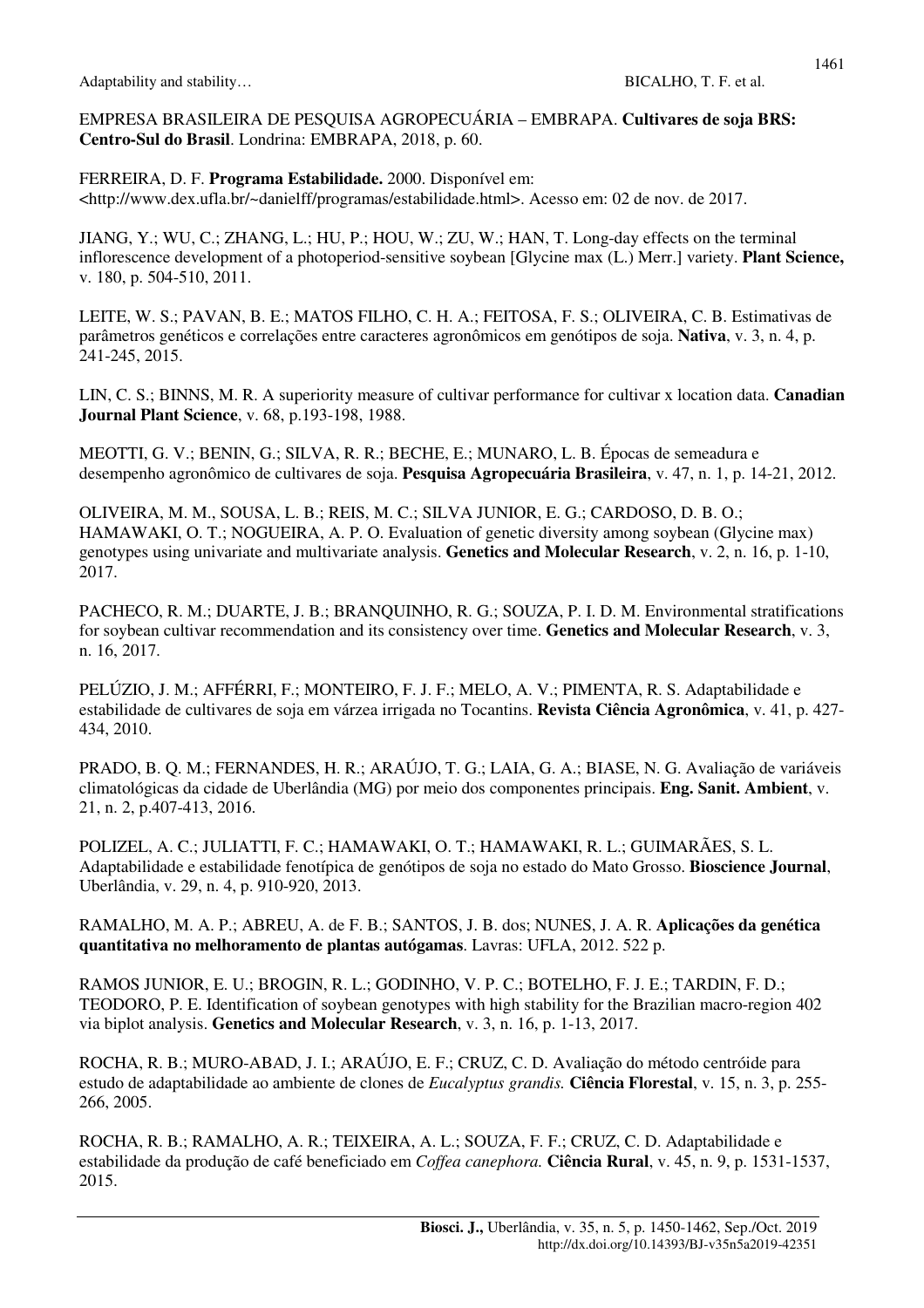EMPRESA BRASILEIRA DE PESQUISA AGROPECUÁRIA – EMBRAPA. **Cultivares de soja BRS: Centro-Sul do Brasil**. Londrina: EMBRAPA, 2018, p. 60.

FERREIRA, D. F. **Programa Estabilidade.** 2000. Disponível em: <http://www.dex.ufla.br/~danielff/programas/estabilidade.html>. Acesso em: 02 de nov. de 2017.

JIANG, Y.; WU, C.; ZHANG, L.; HU, P.; HOU, W.; ZU, W.; HAN, T. Long-day effects on the terminal inflorescence development of a photoperiod-sensitive soybean [Glycine max (L.) Merr.] variety. **Plant Science,** v. 180, p. 504-510, 2011.

LEITE, W. S.; PAVAN, B. E.; MATOS FILHO, C. H. A.; FEITOSA, F. S.; OLIVEIRA, C. B. Estimativas de parâmetros genéticos e correlações entre caracteres agronômicos em genótipos de soja. **Nativa**, v. 3, n. 4, p. 241-245, 2015.

LIN, C. S.; BINNS, M. R. A superiority measure of cultivar performance for cultivar x location data. **Canadian Journal Plant Science**, v. 68, p.193-198, 1988.

MEOTTI, G. V.; BENIN, G.; SILVA, R. R.; BECHE, E.; MUNARO, L. B. Épocas de semeadura e desempenho agronômico de cultivares de soja. **Pesquisa Agropecuária Brasileira**, v. 47, n. 1, p. 14-21, 2012.

OLIVEIRA, M. M., SOUSA, L. B.; REIS, M. C.; SILVA JUNIOR, E. G.; CARDOSO, D. B. O.; HAMAWAKI, O. T.; NOGUEIRA, A. P. O. Evaluation of genetic diversity among soybean (Glycine max) genotypes using univariate and multivariate analysis. **Genetics and Molecular Research**, v. 2, n. 16, p. 1-10, 2017.

PACHECO, R. M.; DUARTE, J. B.; BRANQUINHO, R. G.; SOUZA, P. I. D. M. Environmental stratifications for soybean cultivar recommendation and its consistency over time. **Genetics and Molecular Research**, v. 3, n. 16, 2017.

PELÚZIO, J. M.; AFFÉRRI, F.; MONTEIRO, F. J. F.; MELO, A. V.; PIMENTA, R. S. Adaptabilidade e estabilidade de cultivares de soja em várzea irrigada no Tocantins. **Revista Ciência Agronômica**, v. 41, p. 427-434, 2010.

PRADO, B. Q. M.; FERNANDES, H. R.; ARAÚJO, T. G.; LAIA, G. A.; BIASE, N. G. Avaliação de variáveis climatológicas da cidade de Uberlândia (MG) por meio dos componentes principais. **Eng. Sanit. Ambient**, v. 21, n. 2, p.407-413, 2016.

POLIZEL, A. C.; JULIATTI, F. C.; HAMAWAKI, O. T.; HAMAWAKI, R. L.; GUIMARÃES, S. L. Adaptabilidade e estabilidade fenotípica de genótipos de soja no estado do Mato Grosso. **Bioscience Journal**, Uberlândia, v. 29, n. 4, p. 910-920, 2013.

RAMALHO, M. A. P.; ABREU, A. de F. B.; SANTOS, J. B. dos; NUNES, J. A. R. **Aplicações da genética quantitativa no melhoramento de plantas autógamas**. Lavras: UFLA, 2012. 522 p.

RAMOS JUNIOR, E. U.; BROGIN, R. L.; GODINHO, V. P. C.; BOTELHO, F. J. E.; TARDIN, F. D.; TEODORO, P. E. Identification of soybean genotypes with high stability for the Brazilian macro-region 402 via biplot analysis. **Genetics and Molecular Research**, v. 3, n. 16, p. 1-13, 2017.

ROCHA, R. B.; MURO-ABAD, J. I.; ARAÚJO, E. F.; CRUZ, C. D. Avaliação do método centróide para estudo de adaptabilidade ao ambiente de clones de *Eucalyptus grandis.* **Ciência Florestal**, v. 15, n. 3, p. 255-266, 2005.

ROCHA, R. B.; RAMALHO, A. R.; TEIXEIRA, A. L.; SOUZA, F. F.; CRUZ, C. D. Adaptabilidade e estabilidade da produção de café beneficiado em *Coffea canephora.* **Ciência Rural**, v. 45, n. 9, p. 1531-1537, 2015.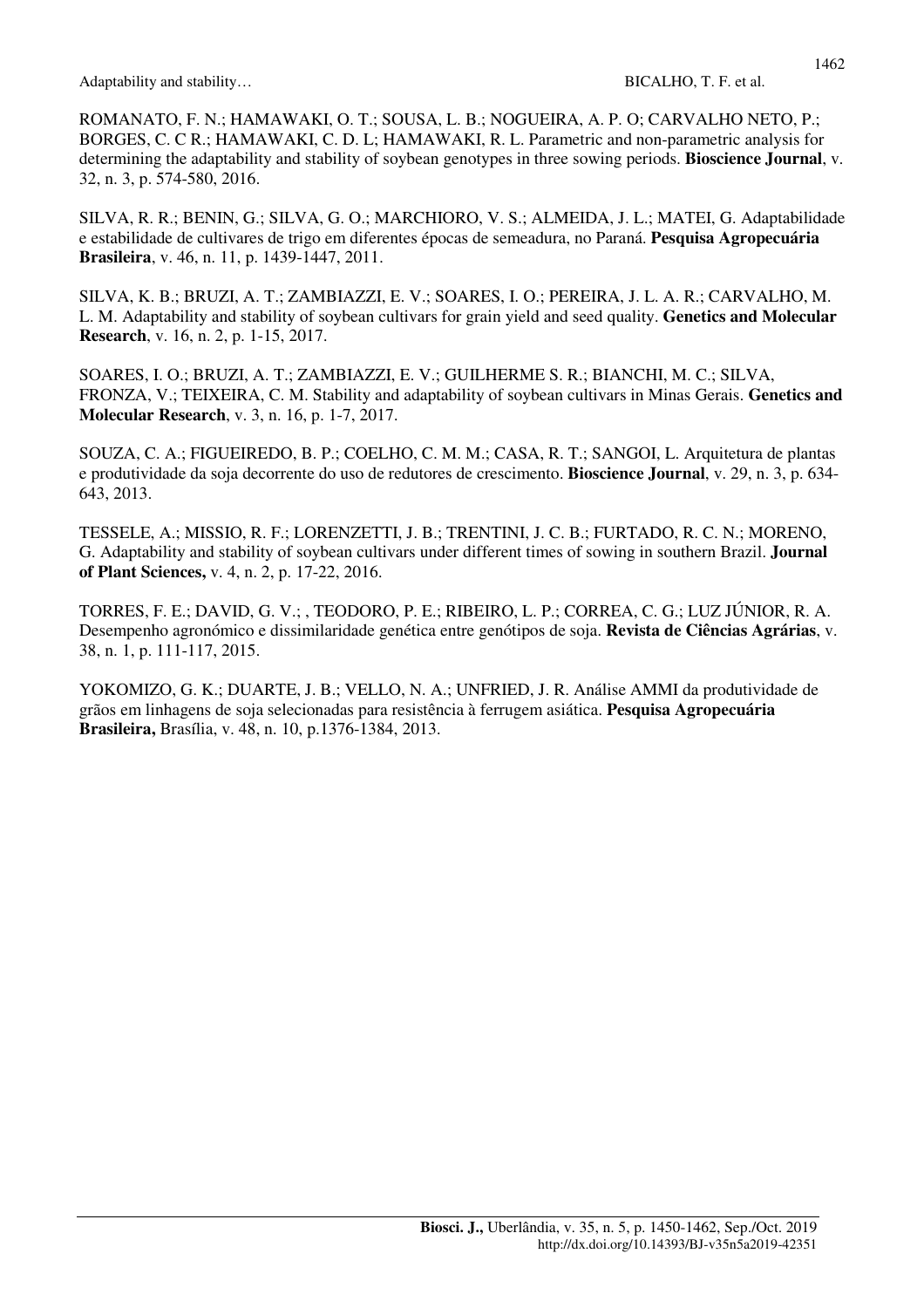ROMANATO, F. N.; HAMAWAKI, O. T.; SOUSA, L. B.; NOGUEIRA, A. P. O; CARVALHO NETO, P.; BORGES, C. C R.; HAMAWAKI, C. D. L; HAMAWAKI, R. L. Parametric and non-parametric analysis for determining the adaptability and stability of soybean genotypes in three sowing periods. **Bioscience Journal**, v. 32, n. 3, p. 574-580, 2016.

SILVA, R. R.; BENIN, G.; SILVA, G. O.; MARCHIORO, V. S.; ALMEIDA, J. L.; MATEI, G. Adaptabilidade e estabilidade de cultivares de trigo em diferentes épocas de semeadura, no Paraná. **Pesquisa Agropecuária Brasileira**, v. 46, n. 11, p. 1439-1447, 2011.

SILVA, K. B.; BRUZI, A. T.; ZAMBIAZZI, E. V.; SOARES, I. O.; PEREIRA, J. L. A. R.; CARVALHO, M. L. M. Adaptability and stability of soybean cultivars for grain yield and seed quality. **Genetics and Molecular Research**, v. 16, n. 2, p. 1-15, 2017.

SOARES, I. O.; BRUZI, A. T.; ZAMBIAZZI, E. V.; GUILHERME S. R.; BIANCHI, M. C.; SILVA, FRONZA, V.; TEIXEIRA, C. M. Stability and adaptability of soybean cultivars in Minas Gerais. **Genetics and Molecular Research**, v. 3, n. 16, p. 1-7, 2017.

SOUZA, C. A.; FIGUEIREDO, B. P.; COELHO, C. M. M.; CASA, R. T.; SANGOI, L. Arquitetura de plantas e produtividade da soja decorrente do uso de redutores de crescimento. **Bioscience Journal**, v. 29, n. 3, p. 634-643, 2013.

TESSELE, A.; MISSIO, R. F.; LORENZETTI, J. B.; TRENTINI, J. C. B.; FURTADO, R. C. N.; MORENO, G. Adaptability and stability of soybean cultivars under different times of sowing in southern Brazil. **Journal of Plant Sciences,** v. 4, n. 2, p. 17-22, 2016.

TORRES, F. E.; DAVID, G. V.; , TEODORO, P. E.; RIBEIRO, L. P.; CORREA, C. G.; LUZ JÚNIOR, R. A. Desempenho agronómico e dissimilaridade genética entre genótipos de soja. **Revista de Ciências Agrárias**, v. 38, n. 1, p. 111-117, 2015.

YOKOMIZO, G. K.; DUARTE, J. B.; VELLO, N. A.; UNFRIED, J. R. Análise AMMI da produtividade de grãos em linhagens de soja selecionadas para resistência à ferrugem asiática. **Pesquisa Agropecuária Brasileira,** Brasília, v. 48, n. 10, p.1376-1384, 2013.